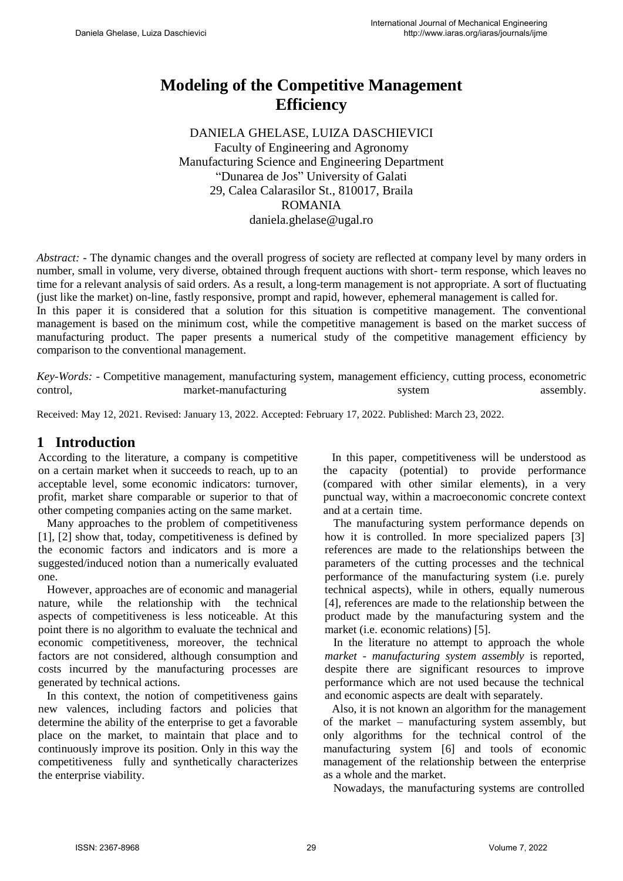# Modeling of the Competitive Management Efficiency

DANIELA GHELASE, LUIZA DASCHIEVICI
Faculty of Engineering and Agronomy
Manufacturing Science and Engineering Department
"Dunarea de Jos" University of Galati
29, Calea Calarasilor St., 810017, Braila
ROMANIA
daniela.ghelase@ugal.ro

*Abstract:* - The dynamic changes and the overall progress of society are reflected at company level by many orders in number, small in volume, very diverse, obtained through frequent auctions with short- term response, which leaves no time for a relevant analysis of said orders. As a result, a long-term management is not appropriate. A sort of fluctuating (just like the market) on-line, fastly responsive, prompt and rapid, however, ephemeral management is called for.
In this paper it is considered that a solution for this situation is competitive management. The conventional management is based on the minimum cost, while the competitive management is based on the market success of manufacturing product. The paper presents a numerical study of the competitive management efficiency by comparison to the conventional management.

*Key-Words:* - Competitive management, manufacturing system, management efficiency, cutting process, econometric control, market-manufacturing system assembly.

Received: May 12, 2021. Revised: January 13, 2022. Accepted: February 17, 2022. Published: March 23, 2022.

## 1 Introduction

According to the literature, a company is competitive on a certain market when it succeeds to reach, up to an acceptable level, some economic indicators: turnover, profit, market share comparable or superior to that of other competing companies acting on the same market.

Many approaches to the problem of competitiveness [1], [2] show that, today, competitiveness is defined by the economic factors and indicators and is more a suggested/induced notion than a numerically evaluated one.

However, approaches are of economic and managerial nature, while the relationship with the technical aspects of competitiveness is less noticeable. At this point there is no algorithm to evaluate the technical and economic competitiveness, moreover, the technical factors are not considered, although consumption and costs incurred by the manufacturing processes are generated by technical actions.

In this context, the notion of competitiveness gains new valences, including factors and policies that determine the ability of the enterprise to get a favorable place on the market, to maintain that place and to continuously improve its position. Only in this way the competitiveness fully and synthetically characterizes the enterprise viability.

In this paper, competitiveness will be understood as the capacity (potential) to provide performance (compared with other similar elements), in a very punctual way, within a macroeconomic concrete context and at a certain time.

The manufacturing system performance depends on how it is controlled. In more specialized papers [3] references are made to the relationships between the parameters of the cutting processes and the technical performance of the manufacturing system (i.e. purely technical aspects), while in others, equally numerous [4], references are made to the relationship between the product made by the manufacturing system and the market (i.e. economic relations) [5].

In the literature no attempt to approach the whole *market - manufacturing system assembly* is reported, despite there are significant resources to improve performance which are not used because the technical and economic aspects are dealt with separately.

Also, it is not known an algorithm for the management of the market – manufacturing system assembly, but only algorithms for the technical control of the manufacturing system [6] and tools of economic management of the relationship between the enterprise as a whole and the market.

Nowadays, the manufacturing systems are controlled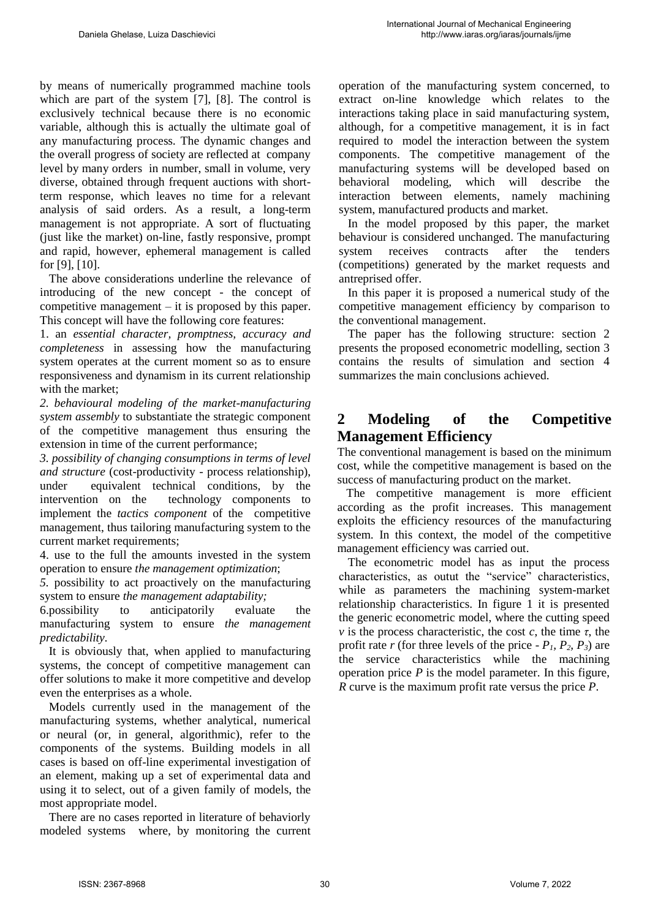by means of numerically programmed machine tools which are part of the system [7], [8]. The control is exclusively technical because there is no economic variable, although this is actually the ultimate goal of any manufacturing process. The dynamic changes and the overall progress of society are reflected at company level by many orders in number, small in volume, very diverse, obtained through frequent auctions with short-term response, which leaves no time for a relevant analysis of said orders. As a result, a long-term management is not appropriate. A sort of fluctuating (just like the market) on-line, fastly responsive, prompt and rapid, however, ephemeral management is called for [9], [10].

The above considerations underline the relevance of introducing of the new concept - the concept of competitive management – it is proposed by this paper. This concept will have the following core features:

1. an *essential character, promptness, accuracy and completeness* in assessing how the manufacturing system operates at the current moment so as to ensure responsiveness and dynamism in its current relationship with the market;

*2. behavioural modeling of the market-manufacturing system assembly* to substantiate the strategic component of the competitive management thus ensuring the extension in time of the current performance;

*3. possibility of changing consumptions in terms of level and structure* (cost-productivity - process relationship), under equivalent technical conditions, by the intervention on the technology components to implement the *tactics component* of the competitive management, thus tailoring manufacturing system to the current market requirements;

4. use to the full the amounts invested in the system operation to ensure *the management optimization*;

*5.* possibility to act proactively on the manufacturing system to ensure *the management adaptability;*

6.possibility to anticipatorily evaluate the manufacturing system to ensure *the management predictability*.

It is obviously that, when applied to manufacturing systems, the concept of competitive management can offer solutions to make it more competitive and develop even the enterprises as a whole.

Models currently used in the management of the manufacturing systems, whether analytical, numerical or neural (or, in general, algorithmic), refer to the components of the systems. Building models in all cases is based on off-line experimental investigation of an element, making up a set of experimental data and using it to select, out of a given family of models, the most appropriate model.

There are no cases reported in literature of behaviorly modeled systems where, by monitoring the current operation of the manufacturing system concerned, to extract on-line knowledge which relates to the interactions taking place in said manufacturing system, although, for a competitive management, it is in fact required to model the interaction between the system components. The competitive management of the manufacturing systems will be developed based on behavioral modeling, which will describe the interaction between elements, namely machining system, manufactured products and market.

In the model proposed by this paper, the market behaviour is considered unchanged. The manufacturing system receives contracts after the tenders (competitions) generated by the market requests and antreprised offer.

In this paper it is proposed a numerical study of the competitive management efficiency by comparison to the conventional management.

The paper has the following structure: section 2 presents the proposed econometric modelling, section 3 contains the results of simulation and section 4 summarizes the main conclusions achieved.

## 2 Modeling of the Competitive Management Efficiency

The conventional management is based on the minimum cost, while the competitive management is based on the success of manufacturing product on the market.

The competitive management is more efficient according as the profit increases. This management exploits the efficiency resources of the manufacturing system. In this context, the model of the competitive management efficiency was carried out.

The econometric model has as input the process characteristics, as outut the "service" characteristics, while as parameters the machining system-market relationship characteristics. In figure 1 it is presented the generic econometric model, where the cutting speed $v$ is the process characteristic, the cost $c$, the time $\tau$, the profit rate $r$ (for three levels of the price - $P_1$, $P_2$, $P_3$) are the service characteristics while the machining operation price $P$ is the model parameter. In this figure, $R$ curve is the maximum profit rate versus the price $P$.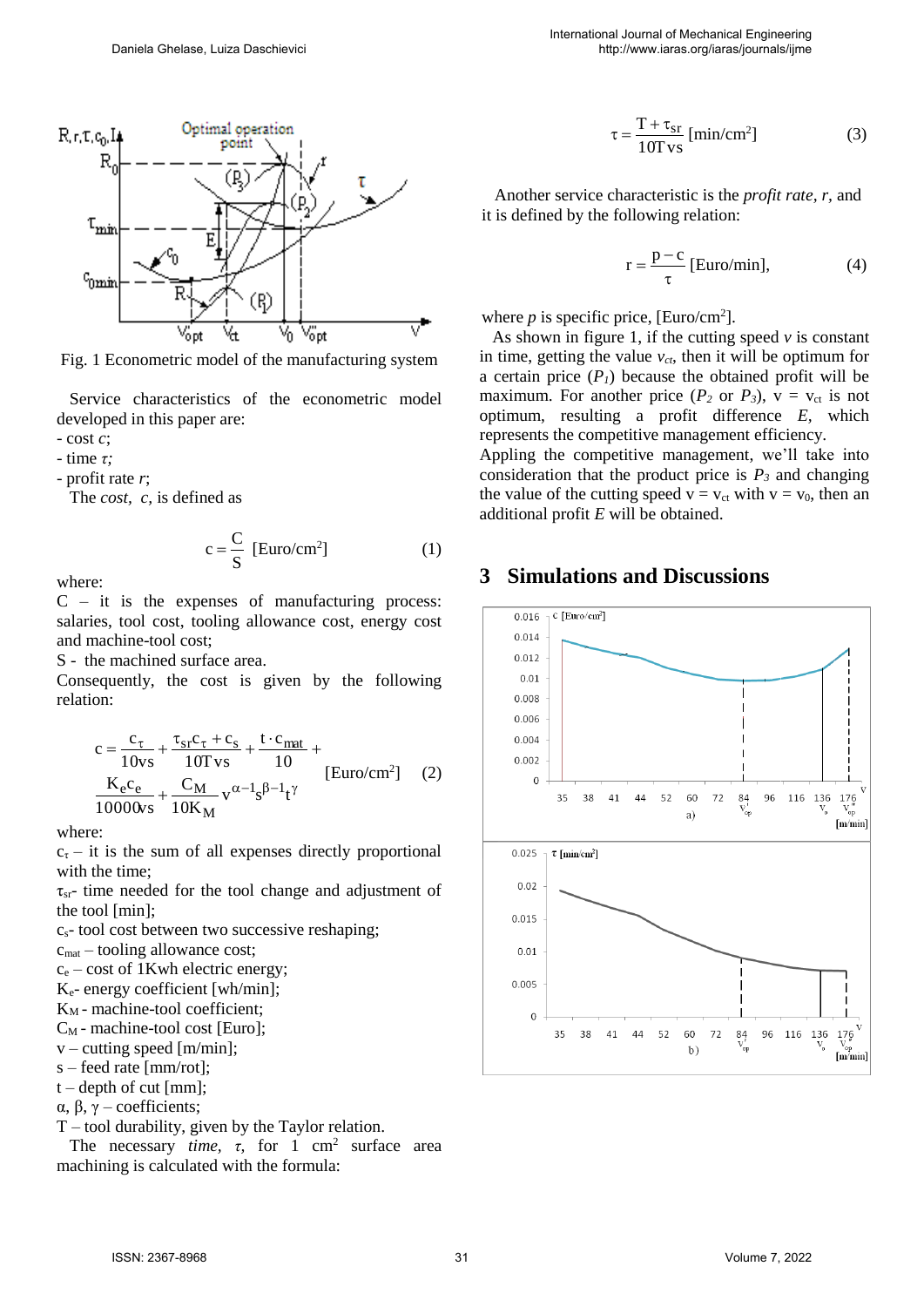Fig. 1 Econometric model of the manufacturing system

Service characteristics of the econometric model developed in this paper are:

- cost $c$;
- time $\tau$;
- profit rate $r$;

The *cost*, $c$, is defined as

$$c = \frac{C}{S} \ [\text{Euro/cm}^2] \tag{1}$$

where:

C – it is the expenses of manufacturing process: salaries, tool cost, tooling allowance cost, energy cost and machine-tool cost;

S - the machined surface area.

Consequently, the cost is given by the following relation:

$$c = \frac{c_\tau}{10vs} + \frac{\tau_{sr}c_\tau + c_s}{10Tvs} + \frac{t \cdot c_{mat}}{10} + \frac{K_e c_e}{10000vs} + \frac{C_M}{10K_M} v^{\alpha-1} s^{\beta-1} t^{\gamma} \ [\text{Euro/cm}^2] \tag{2}$$

where:

$c_\tau$ – it is the sum of all expenses directly proportional with the time;

$\tau_{sr}$- time needed for the tool change and adjustment of the tool [min];

$c_s$- tool cost between two successive reshaping;

$c_{mat}$ – tooling allowance cost;

$c_e$ – cost of 1Kwh electric energy;

$K_e$- energy coefficient [wh/min];

$K_M$ - machine-tool coefficient;

$C_M$ - machine-tool cost [Euro];

v – cutting speed [m/min];

s – feed rate [mm/rot];

t – depth of cut [mm];

$\alpha$, $\beta$, $\gamma$ – coefficients;

T – tool durability, given by the Taylor relation.

The necessary *time*, $\tau$, for 1 cm$^2$ surface area machining is calculated with the formula:

$$\tau = \frac{T + \tau_{sr}}{10Tvs} \ [\text{min/cm}^2] \tag{3}$$

Another service characteristic is the *profit rate*, $r$, and it is defined by the following relation:

$$r = \frac{p - c}{\tau} \ [\text{Euro/min}], \tag{4}$$

where $p$ is specific price, [Euro/cm$^2$].

As shown in figure 1, if the cutting speed $v$ is constant in time, getting the value $v_{ct}$, then it will be optimum for a certain price ($P_1$) because the obtained profit will be maximum. For another price ($P_2$ or $P_3$), $v = v_{ct}$ is not optimum, resulting a profit difference $E$, which represents the competitive management efficiency.

Appling the competitive management, we'll take into consideration that the product price is $P_3$ and changing the value of the cutting speed $v = v_{ct}$ with $v = v_0$, then an additional profit $E$ will be obtained.

## 3 Simulations and Discussions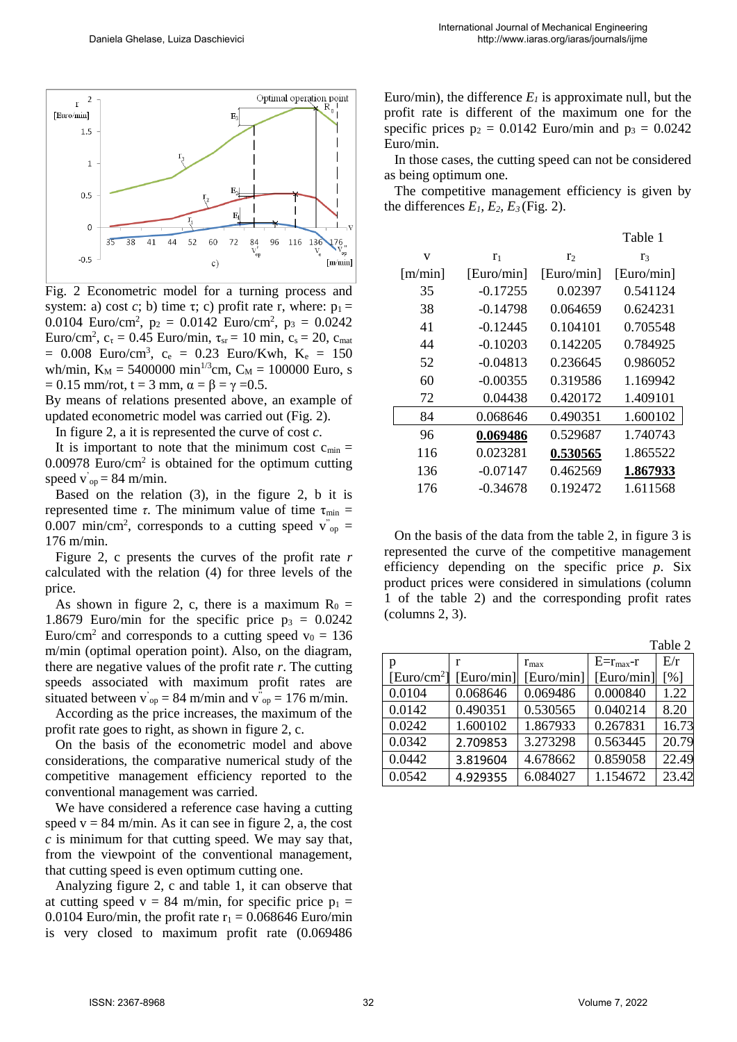Fig. 2 Econometric model for a turning process and system: a) cost $c$; b) time $\tau$; c) profit rate r, where: $p_1 = 0.0104$ Euro/cm$^2$, $p_2 = 0.0142$ Euro/cm$^2$, $p_3 = 0.0242$ Euro/cm$^2$, $c_\tau = 0.45$ Euro/min, $\tau_{sr} = 10$ min, $c_s = 20$, $c_{mat} = 0.008$ Euro/cm$^3$, $c_e = 0.23$ Euro/Kwh, $K_e = 150$ wh/min, $K_M = 5400000$ min$^{1/3}$cm, $C_M = 100000$ Euro, s = 0.15 mm/rot, t = 3 mm, $\alpha = \beta = \gamma = 0.5$.

By means of relations presented above, an example of updated econometric model was carried out (Fig. 2).

In figure 2, a it is represented the curve of cost $c$.

It is important to note that the minimum cost $c_{min} = 0.00978$ Euro/cm$^2$ is obtained for the optimum cutting speed $v'_{op} = 84$ m/min.

Based on the relation (3), in the figure 2, b it is represented time $\tau$. The minimum value of time $\tau_{min} = 0.007$ min/cm$^2$, corresponds to a cutting speed $v''_{op} = 176$ m/min.

Figure 2, c presents the curves of the profit rate $r$ calculated with the relation (4) for three levels of the price.

As shown in figure 2, c, there is a maximum $R_0 = 1.8679$ Euro/min for the specific price $p_3 = 0.0242$ Euro/cm$^2$ and corresponds to a cutting speed $v_0 = 136$ m/min (optimal operation point). Also, on the diagram, there are negative values of the profit rate $r$. The cutting speeds associated with maximum profit rates are situated between $v'_{op} = 84$ m/min and $v''_{op} = 176$ m/min.

According as the price increases, the maximum of the profit rate goes to right, as shown in figure 2, c.

On the basis of the econometric model and above considerations, the comparative numerical study of the competitive management efficiency reported to the conventional management was carried.

We have considered a reference case having a cutting speed v = 84 m/min. As it can see in figure 2, a, the cost $c$ is minimum for that cutting speed. We may say that, from the viewpoint of the conventional management, that cutting speed is even optimum cutting one.

Analyzing figure 2, c and table 1, it can observe that at cutting speed v = 84 m/min, for specific price $p_1 = 0.0104$ Euro/min, the profit rate $r_1 = 0.068646$ Euro/min is very closed to maximum profit rate (0.069486 Euro/min), the difference $E_1$ is approximate null, but the profit rate is different of the maximum one for the specific prices $p_2 = 0.0142$ Euro/min and $p_3 = 0.0242$ Euro/min.

In those cases, the cutting speed can not be considered as being optimum one.

The competitive management efficiency is given by the differences $E_1$, $E_2$, $E_3$ (Fig. 2).

Table 1

| v [m/min] | $r_1$ [Euro/min] | $r_2$ [Euro/min] | $r_3$ [Euro/min] |
|---|---|---|---|
| 35 | -0.17255 | 0.02397 | 0.541124 |
| 38 | -0.14798 | 0.064659 | 0.624231 |
| 41 | -0.12445 | 0.104101 | 0.705548 |
| 44 | -0.10203 | 0.142205 | 0.784925 |
| 52 | -0.04813 | 0.236645 | 0.986052 |
| 60 | -0.00355 | 0.319586 | 1.169942 |
| 72 | 0.04438 | 0.420172 | 1.409101 |
| 84 | 0.068646 | 0.490351 | 1.600102 |
| 96 | **0.069486** | 0.529687 | 1.740743 |
| 116 | 0.023281 | **0.530565** | 1.865522 |
| 136 | -0.07147 | 0.462569 | **1.867933** |
| 176 | -0.34678 | 0.192472 | 1.611568 |

On the basis of the data from the table 2, in figure 3 is represented the curve of the competitive management efficiency depending on the specific price $p$. Six product prices were considered in simulations (column 1 of the table 2) and the corresponding profit rates (columns 2, 3).

Table 2

| p [Euro/cm$^2$] | r [Euro/min] | $r_{max}$ [Euro/min] | $E = r_{max} - r$ [Euro/min] | E/r [%] |
|---|---|---|---|---|
| 0.0104 | 0.068646 | 0.069486 | 0.000840 | 1.22 |
| 0.0142 | 0.490351 | 0.530565 | 0.040214 | 8.20 |
| 0.0242 | 1.600102 | 1.867933 | 0.267831 | 16.73 |
| 0.0342 | 2.709853 | 3.273298 | 0.563445 | 20.79 |
| 0.0442 | 3.819604 | 4.678662 | 0.859058 | 22.49 |
| 0.0542 | 4.929355 | 6.084027 | 1.154672 | 23.42 |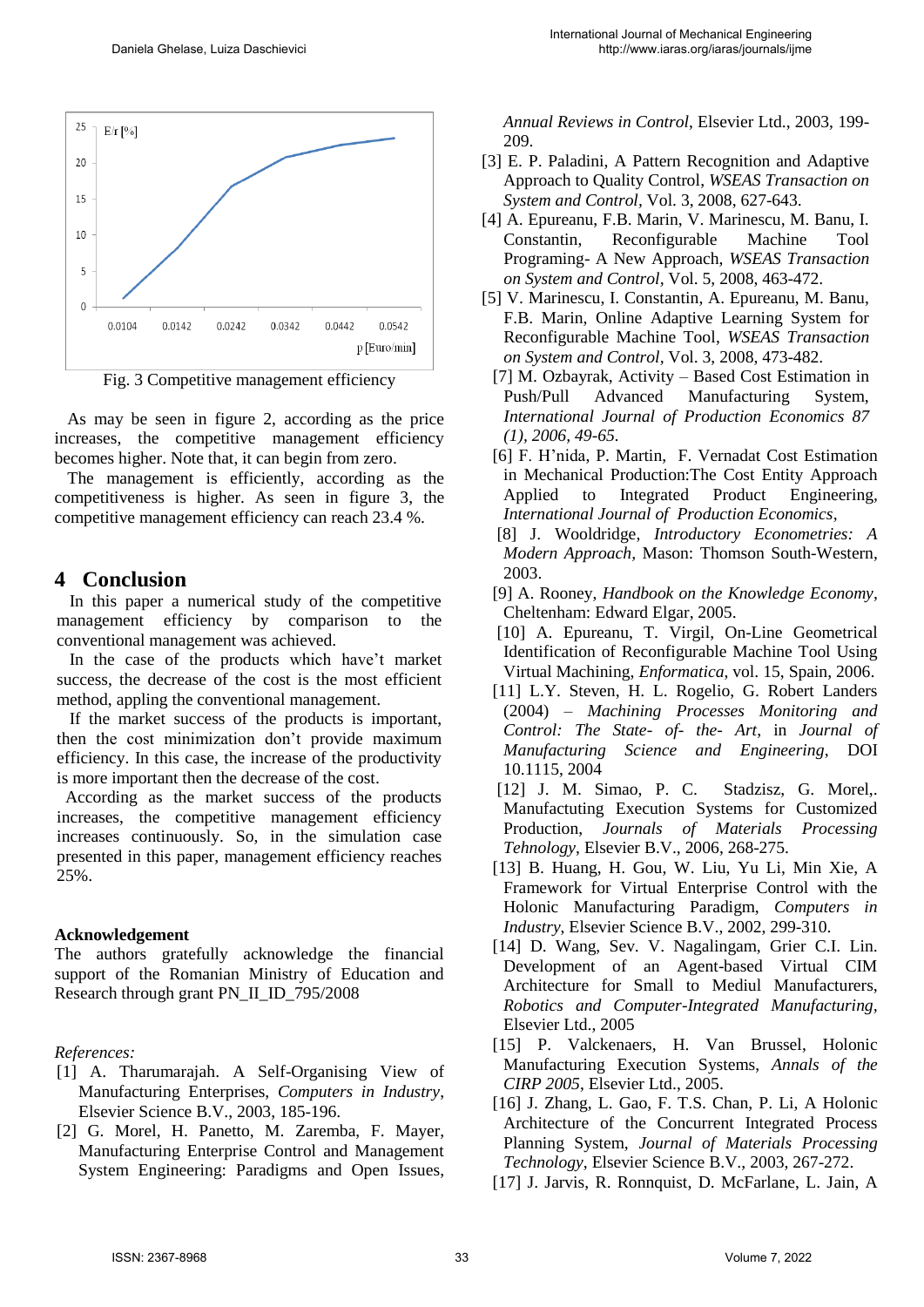Fig. 3 Competitive management efficiency

As may be seen in figure 2, according as the price increases, the competitive management efficiency becomes higher. Note that, it can begin from zero.

The management is efficiently, according as the competitiveness is higher. As seen in figure 3, the competitive management efficiency can reach 23.4 %.

## 4 Conclusion

In this paper a numerical study of the competitive management efficiency by comparison to the conventional management was achieved.

In the case of the products which have't market success, the decrease of the cost is the most efficient method, appling the conventional management.

If the market success of the products is important, then the cost minimization don't provide maximum efficiency. In this case, the increase of the productivity is more important then the decrease of the cost.

According as the market success of the products increases, the competitive management efficiency increases continuously. So, in the simulation case presented in this paper, management efficiency reaches 25%.

**Acknowledgement**

The authors gratefully acknowledge the financial support of the Romanian Ministry of Education and Research through grant PN_II_ID_795/2008

*References:*

[1] A. Tharumarajah. A Self-Organising View of Manufacturing Enterprises, *Computers in Industry*, Elsevier Science B.V., 2003, 185-196.

[2] G. Morel, H. Panetto, M. Zaremba, F. Mayer, Manufacturing Enterprise Control and Management System Engineering: Paradigms and Open Issues, *Annual Reviews in Control*, Elsevier Ltd., 2003, 199-209.

[3] E. P. Paladini, A Pattern Recognition and Adaptive Approach to Quality Control, *WSEAS Transaction on System and Control*, Vol. 3, 2008, 627-643.

[4] A. Epureanu, F.B. Marin, V. Marinescu, M. Banu, I. Constantin, Reconfigurable Machine Tool Programing- A New Approach, *WSEAS Transaction on System and Control*, Vol. 5, 2008, 463-472.

[5] V. Marinescu, I. Constantin, A. Epureanu, M. Banu, F.B. Marin, Online Adaptive Learning System for Reconfigurable Machine Tool, *WSEAS Transaction on System and Control*, Vol. 3, 2008, 473-482.

[7] M. Ozbayrak, Activity – Based Cost Estimation in Push/Pull Advanced Manufacturing System, *International Journal of Production Economics 87 (1), 2006, 49-65.*

[6] F. H'nida, P. Martin, F. Vernadat Cost Estimation in Mechanical Production:The Cost Entity Approach Applied to Integrated Product Engineering, *International Journal of Production Economics*,

[8] J. Wooldridge, *Introductory Econometrics: A Modern Approach*, Mason: Thomson South-Western, 2003.

[9] A. Rooney, *Handbook on the Knowledge Economy*, Cheltenham: Edward Elgar, 2005.

[10] A. Epureanu, T. Virgil, On-Line Geometrical Identification of Reconfigurable Machine Tool Using Virtual Machining, *Enformatica*, vol. 15, Spain, 2006.

[11] L.Y. Steven, H. L. Rogelio, G. Robert Landers (2004) – *Machining Processes Monitoring and Control: The State- of- the- Art*, in *Journal of Manufacturing Science and Engineering*, DOI 10.1115, 2004

[12] J. M. Simao, P. C. Stadzisz, G. Morel,. Manufacturing Execution Systems for Customized Production, *Journals of Materials Processing Tehnology*, Elsevier B.V., 2006, 268-275.

[13] B. Huang, H. Gou, W. Liu, Yu Li, Min Xie, A Framework for Virtual Enterprise Control with the Holonic Manufacturing Paradigm, *Computers in Industry*, Elsevier Science B.V., 2002, 299-310.

[14] D. Wang, Sev. V. Nagalingam, Grier C.I. Lin. Development of an Agent-based Virtual CIM Architecture for Small to Mediul Manufacturers, *Robotics and Computer-Integrated Manufacturing*, Elsevier Ltd., 2005

[15] P. Valckenaers, H. Van Brussel, Holonic Manufacturing Execution Systems, *Annals of the CIRP 2005*, Elsevier Ltd., 2005.

[16] J. Zhang, L. Gao, F. T.S. Chan, P. Li, A Holonic Architecture of the Concurrent Integrated Process Planning System, *Journal of Materials Processing Technology*, Elsevier Science B.V., 2003, 267-272.

[17] J. Jarvis, R. Ronnquist, D. McFarlane, L. Jain, A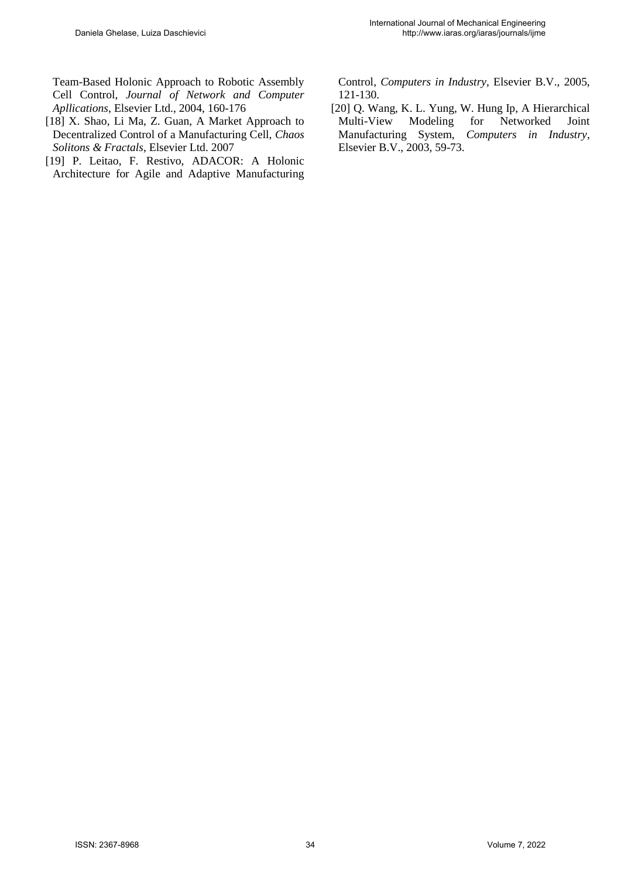Team-Based Holonic Approach to Robotic Assembly Cell Control, *Journal of Network and Computer Apllications*, Elsevier Ltd., 2004, 160-176

[18] X. Shao, Li Ma, Z. Guan, A Market Approach to Decentralized Control of a Manufacturing Cell, *Chaos Solitons & Fractals*, Elsevier Ltd. 2007

[19] P. Leitao, F. Restivo, ADACOR: A Holonic Architecture for Agile and Adaptive Manufacturing Control, *Computers in Industry*, Elsevier B.V., 2005, 121-130.

[20] Q. Wang, K. L. Yung, W. Hung Ip, A Hierarchical Multi-View Modeling for Networked Joint Manufacturing System, *Computers in Industry*, Elsevier B.V., 2003, 59-73.